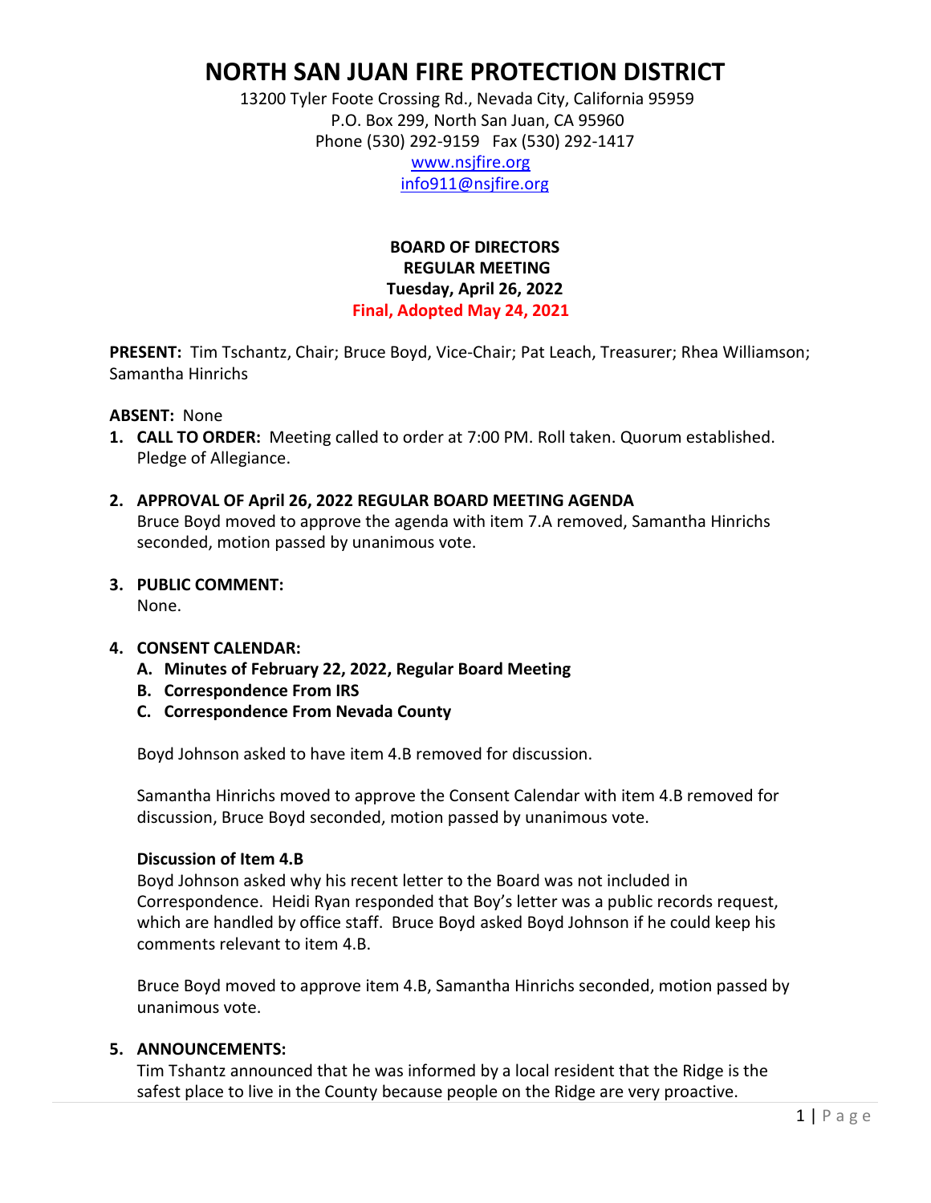# NORTH SAN JUAN FIRE PROTECTION DISTRICT

13200 Tyler Foote Crossing Rd., Nevada City, California 95959
P.O. Box 299, North San Juan, CA 95960
Phone (530) 292-9159   Fax (530) 292-1417
www.nsjfire.org
info911@nsjfire.org

**BOARD OF DIRECTORS**
**REGULAR MEETING**
**Tuesday, April 26, 2022**
**Final, Adopted May 24, 2021**

**PRESENT:** Tim Tschantz, Chair; Bruce Boyd, Vice-Chair; Pat Leach, Treasurer; Rhea Williamson; Samantha Hinrichs

**ABSENT:** None

1. **CALL TO ORDER:** Meeting called to order at 7:00 PM. Roll taken. Quorum established. Pledge of Allegiance.

2. **APPROVAL OF April 26, 2022 REGULAR BOARD MEETING AGENDA**
   Bruce Boyd moved to approve the agenda with item 7.A removed, Samantha Hinrichs seconded, motion passed by unanimous vote.

3. **PUBLIC COMMENT:**
   None.

4. **CONSENT CALENDAR:**
   A. **Minutes of February 22, 2022, Regular Board Meeting**
   B. **Correspondence From IRS**
   C. **Correspondence From Nevada County**

   Boyd Johnson asked to have item 4.B removed for discussion.

   Samantha Hinrichs moved to approve the Consent Calendar with item 4.B removed for discussion, Bruce Boyd seconded, motion passed by unanimous vote.

   **Discussion of Item 4.B**
   Boyd Johnson asked why his recent letter to the Board was not included in Correspondence. Heidi Ryan responded that Boy's letter was a public records request, which are handled by office staff. Bruce Boyd asked Boyd Johnson if he could keep his comments relevant to item 4.B.

   Bruce Boyd moved to approve item 4.B, Samantha Hinrichs seconded, motion passed by unanimous vote.

5. **ANNOUNCEMENTS:**
   Tim Tshantz announced that he was informed by a local resident that the Ridge is the safest place to live in the County because people on the Ridge are very proactive.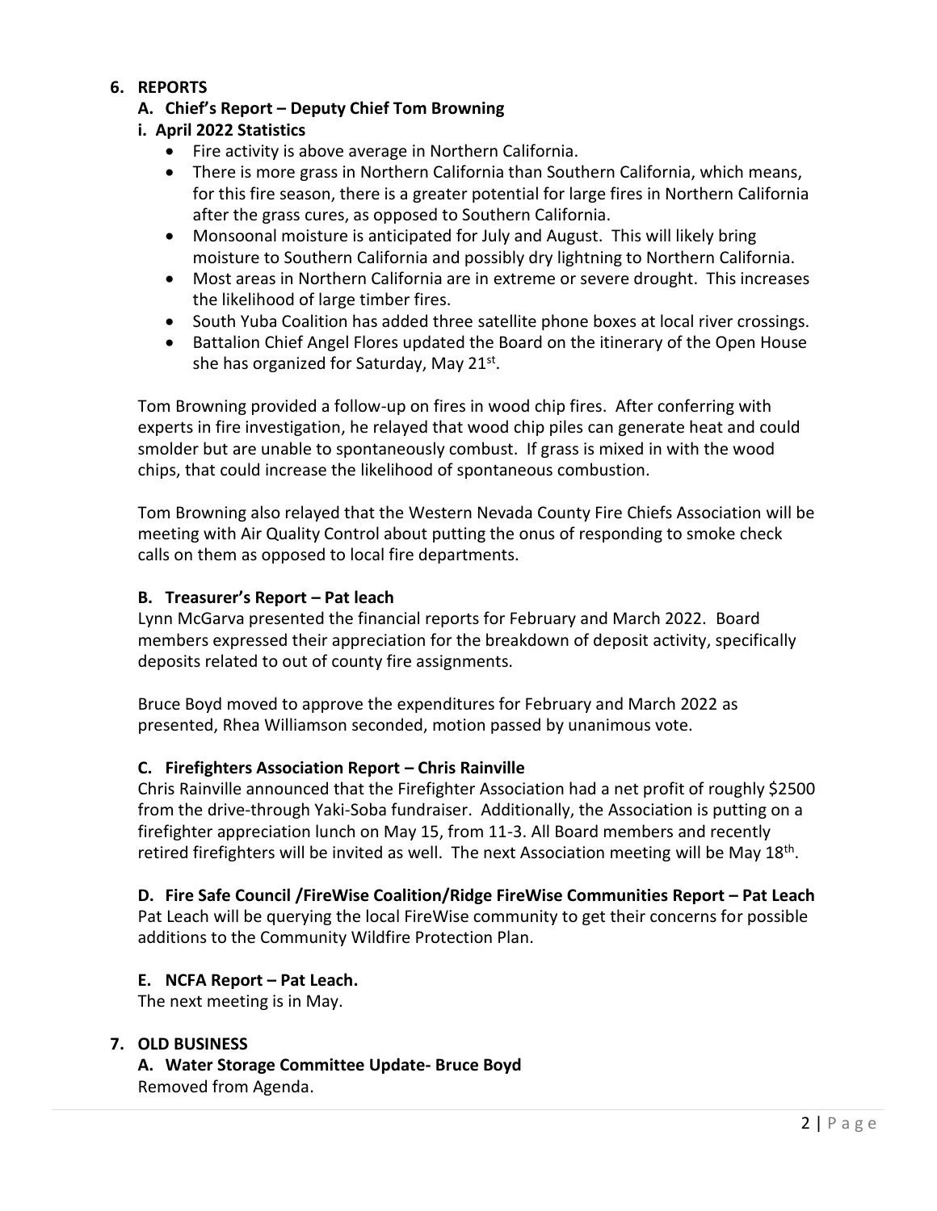## 6. REPORTS

### A. Chief's Report – Deputy Chief Tom Browning

#### i. April 2022 Statistics

- Fire activity is above average in Northern California.
- There is more grass in Northern California than Southern California, which means, for this fire season, there is a greater potential for large fires in Northern California after the grass cures, as opposed to Southern California.
- Monsoonal moisture is anticipated for July and August. This will likely bring moisture to Southern California and possibly dry lightning to Northern California.
- Most areas in Northern California are in extreme or severe drought. This increases the likelihood of large timber fires.
- South Yuba Coalition has added three satellite phone boxes at local river crossings.
- Battalion Chief Angel Flores updated the Board on the itinerary of the Open House she has organized for Saturday, May 21st.

Tom Browning provided a follow-up on fires in wood chip fires. After conferring with experts in fire investigation, he relayed that wood chip piles can generate heat and could smolder but are unable to spontaneously combust. If grass is mixed in with the wood chips, that could increase the likelihood of spontaneous combustion.

Tom Browning also relayed that the Western Nevada County Fire Chiefs Association will be meeting with Air Quality Control about putting the onus of responding to smoke check calls on them as opposed to local fire departments.

### B. Treasurer's Report – Pat leach

Lynn McGarva presented the financial reports for February and March 2022. Board members expressed their appreciation for the breakdown of deposit activity, specifically deposits related to out of county fire assignments.

Bruce Boyd moved to approve the expenditures for February and March 2022 as presented, Rhea Williamson seconded, motion passed by unanimous vote.

### C. Firefighters Association Report – Chris Rainville

Chris Rainville announced that the Firefighter Association had a net profit of roughly $2500 from the drive-through Yaki-Soba fundraiser. Additionally, the Association is putting on a firefighter appreciation lunch on May 15, from 11-3. All Board members and recently retired firefighters will be invited as well. The next Association meeting will be May 18th.

### D. Fire Safe Council /FireWise Coalition/Ridge FireWise Communities Report – Pat Leach

Pat Leach will be querying the local FireWise community to get their concerns for possible additions to the Community Wildfire Protection Plan.

### E. NCFA Report – Pat Leach.

The next meeting is in May.

## 7. OLD BUSINESS

### A. Water Storage Committee Update- Bruce Boyd

Removed from Agenda.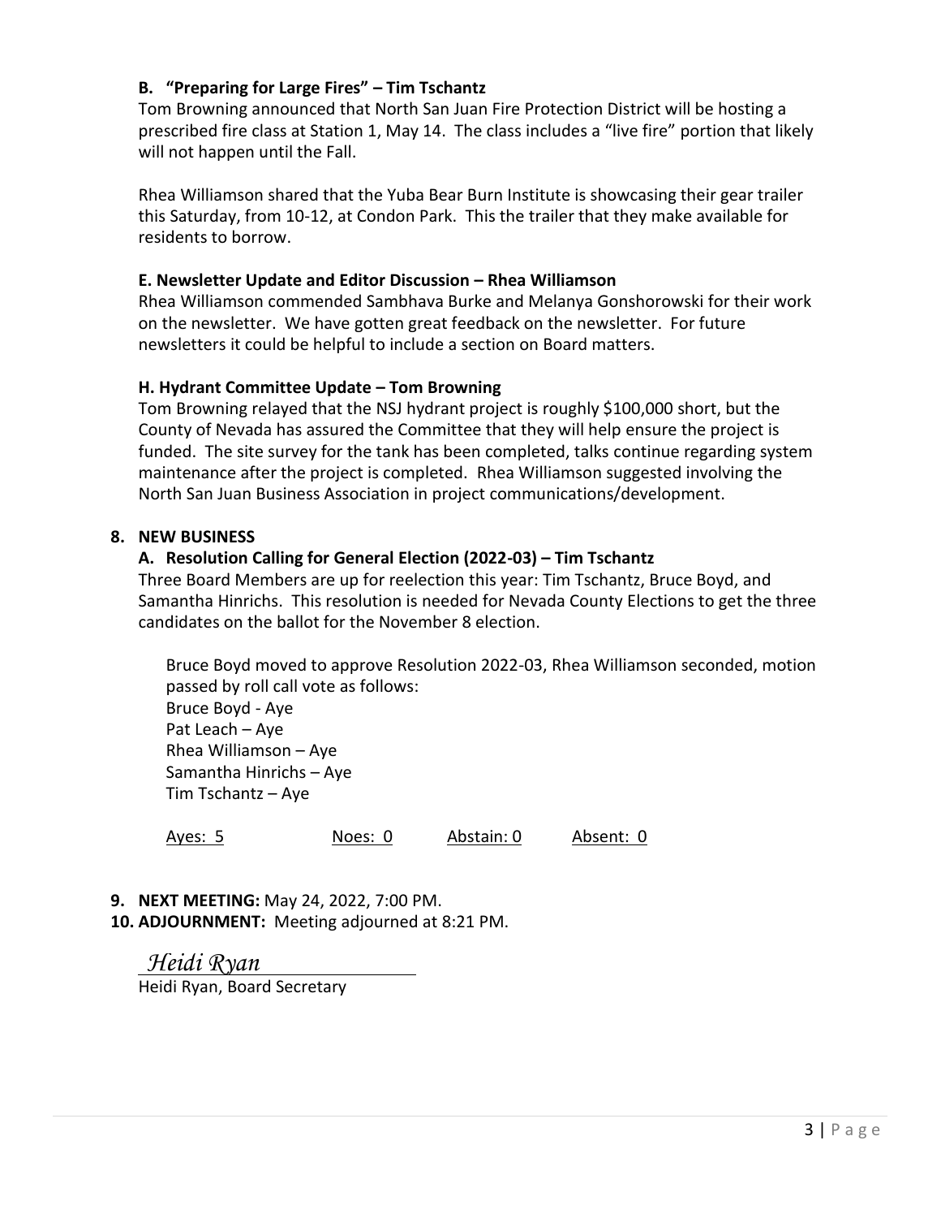### B. "Preparing for Large Fires" – Tim Tschantz

Tom Browning announced that North San Juan Fire Protection District will be hosting a prescribed fire class at Station 1, May 14. The class includes a "live fire" portion that likely will not happen until the Fall.

Rhea Williamson shared that the Yuba Bear Burn Institute is showcasing their gear trailer this Saturday, from 10-12, at Condon Park. This the trailer that they make available for residents to borrow.

### E. Newsletter Update and Editor Discussion – Rhea Williamson

Rhea Williamson commended Sambhava Burke and Melanya Gonshorowski for their work on the newsletter. We have gotten great feedback on the newsletter. For future newsletters it could be helpful to include a section on Board matters.

### H. Hydrant Committee Update – Tom Browning

Tom Browning relayed that the NSJ hydrant project is roughly $100,000 short, but the County of Nevada has assured the Committee that they will help ensure the project is funded. The site survey for the tank has been completed, talks continue regarding system maintenance after the project is completed. Rhea Williamson suggested involving the North San Juan Business Association in project communications/development.

## 8. NEW BUSINESS

### A. Resolution Calling for General Election (2022-03) – Tim Tschantz

Three Board Members are up for reelection this year: Tim Tschantz, Bruce Boyd, and Samantha Hinrichs. This resolution is needed for Nevada County Elections to get the three candidates on the ballot for the November 8 election.

Bruce Boyd moved to approve Resolution 2022-03, Rhea Williamson seconded, motion passed by roll call vote as follows:
Bruce Boyd - Aye
Pat Leach – Aye
Rhea Williamson – Aye
Samantha Hinrichs – Aye
Tim Tschantz – Aye

Ayes: 5    Noes: 0    Abstain: 0    Absent: 0

**9. NEXT MEETING:** May 24, 2022, 7:00 PM.

**10. ADJOURNMENT:** Meeting adjourned at 8:21 PM.

*Heidi Ryan*

Heidi Ryan, Board Secretary